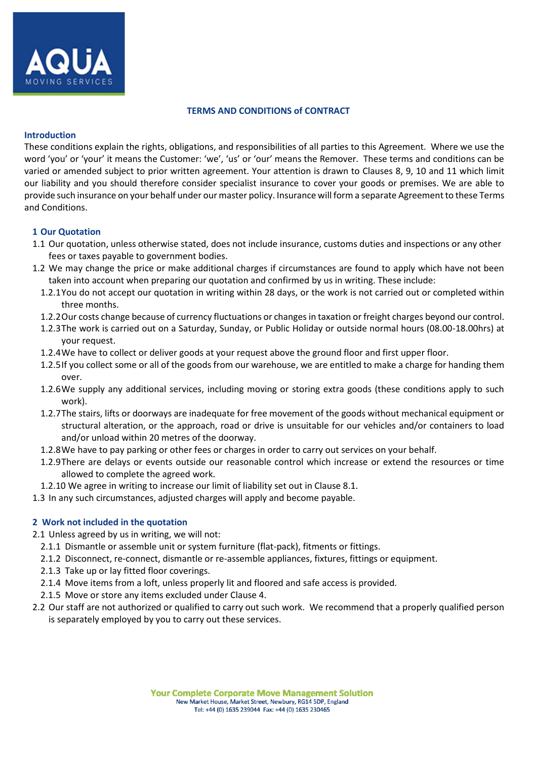# TERMS AND CONDITIONS of CONTRACT

## Introduction

These conditions explain the rights, obligations, and responsibilities of all parties to this Agreement. Where we use the word 'you' or 'your' it means the Customer: 'we', 'us' or 'our' means the Remover. These terms and conditions can be varied or amended subject to prior written agreement. Your attention is drawn to Clauses 8, 9, 10 and 11 which limit our liability and you should therefore consider specialist insurance to cover your goods or premises. We are able to provide such insurance on your behalf under our master policy. Insurance will form a separate Agreement to these Terms and Conditions.

## 1 Our Quotation

1.1 Our quotation, unless otherwise stated, does not include insurance, customs duties and inspections or any other fees or taxes payable to government bodies.

1.2 We may change the price or make additional charges if circumstances are found to apply which have not been taken into account when preparing our quotation and confirmed by us in writing. These include:

- 1.2.1 You do not accept our quotation in writing within 28 days, or the work is not carried out or completed within three months.
- 1.2.2 Our costs change because of currency fluctuations or changes in taxation or freight charges beyond our control.
- 1.2.3 The work is carried out on a Saturday, Sunday, or Public Holiday or outside normal hours (08.00-18.00hrs) at your request.
- 1.2.4 We have to collect or deliver goods at your request above the ground floor and first upper floor.
- 1.2.5 If you collect some or all of the goods from our warehouse, we are entitled to make a charge for handing them over.
- 1.2.6 We supply any additional services, including moving or storing extra goods (these conditions apply to such work).
- 1.2.7 The stairs, lifts or doorways are inadequate for free movement of the goods without mechanical equipment or structural alteration, or the approach, road or drive is unsuitable for our vehicles and/or containers to load and/or unload within 20 metres of the doorway.
- 1.2.8 We have to pay parking or other fees or charges in order to carry out services on your behalf.
- 1.2.9 There are delays or events outside our reasonable control which increase or extend the resources or time allowed to complete the agreed work.
- 1.2.10 We agree in writing to increase our limit of liability set out in Clause 8.1.

1.3 In any such circumstances, adjusted charges will apply and become payable.

## 2 Work not included in the quotation

2.1 Unless agreed by us in writing, we will not:

- 2.1.1 Dismantle or assemble unit or system furniture (flat-pack), fitments or fittings.
- 2.1.2 Disconnect, re-connect, dismantle or re-assemble appliances, fixtures, fittings or equipment.
- 2.1.3 Take up or lay fitted floor coverings.
- 2.1.4 Move items from a loft, unless properly lit and floored and safe access is provided.
- 2.1.5 Move or store any items excluded under Clause 4.

2.2 Our staff are not authorized or qualified to carry out such work. We recommend that a properly qualified person is separately employed by you to carry out these services.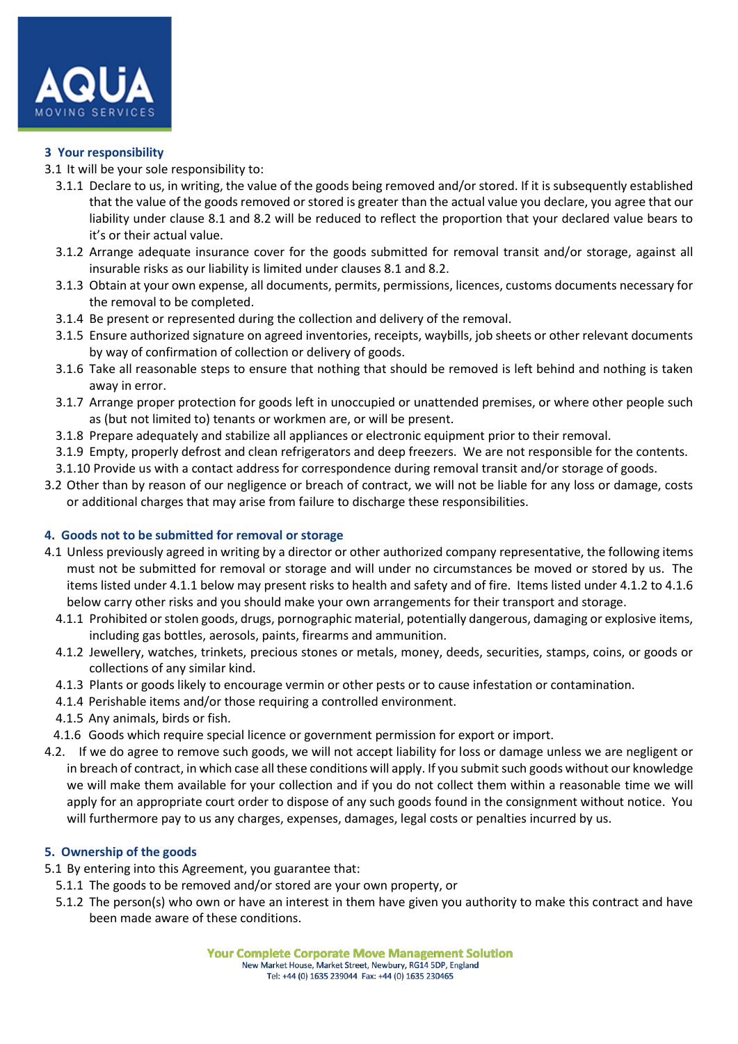## 3 Your responsibility

3.1 It will be your sole responsibility to:

3.1.1 Declare to us, in writing, the value of the goods being removed and/or stored. If it is subsequently established that the value of the goods removed or stored is greater than the actual value you declare, you agree that our liability under clause 8.1 and 8.2 will be reduced to reflect the proportion that your declared value bears to it's or their actual value.

3.1.2 Arrange adequate insurance cover for the goods submitted for removal transit and/or storage, against all insurable risks as our liability is limited under clauses 8.1 and 8.2.

3.1.3 Obtain at your own expense, all documents, permits, permissions, licences, customs documents necessary for the removal to be completed.

3.1.4 Be present or represented during the collection and delivery of the removal.

3.1.5 Ensure authorized signature on agreed inventories, receipts, waybills, job sheets or other relevant documents by way of confirmation of collection or delivery of goods.

3.1.6 Take all reasonable steps to ensure that nothing that should be removed is left behind and nothing is taken away in error.

3.1.7 Arrange proper protection for goods left in unoccupied or unattended premises, or where other people such as (but not limited to) tenants or workmen are, or will be present.

3.1.8 Prepare adequately and stabilize all appliances or electronic equipment prior to their removal.

3.1.9 Empty, properly defrost and clean refrigerators and deep freezers. We are not responsible for the contents.

3.1.10 Provide us with a contact address for correspondence during removal transit and/or storage of goods.

3.2 Other than by reason of our negligence or breach of contract, we will not be liable for any loss or damage, costs or additional charges that may arise from failure to discharge these responsibilities.

## 4. Goods not to be submitted for removal or storage

4.1 Unless previously agreed in writing by a director or other authorized company representative, the following items must not be submitted for removal or storage and will under no circumstances be moved or stored by us. The items listed under 4.1.1 below may present risks to health and safety and of fire. Items listed under 4.1.2 to 4.1.6 below carry other risks and you should make your own arrangements for their transport and storage.

4.1.1 Prohibited or stolen goods, drugs, pornographic material, potentially dangerous, damaging or explosive items, including gas bottles, aerosols, paints, firearms and ammunition.

4.1.2 Jewellery, watches, trinkets, precious stones or metals, money, deeds, securities, stamps, coins, or goods or collections of any similar kind.

4.1.3 Plants or goods likely to encourage vermin or other pests or to cause infestation or contamination.

4.1.4 Perishable items and/or those requiring a controlled environment.

4.1.5 Any animals, birds or fish.

4.1.6 Goods which require special licence or government permission for export or import.

4.2. If we do agree to remove such goods, we will not accept liability for loss or damage unless we are negligent or in breach of contract, in which case all these conditions will apply. If you submit such goods without our knowledge we will make them available for your collection and if you do not collect them within a reasonable time we will apply for an appropriate court order to dispose of any such goods found in the consignment without notice. You will furthermore pay to us any charges, expenses, damages, legal costs or penalties incurred by us.

## 5. Ownership of the goods

5.1 By entering into this Agreement, you guarantee that:

5.1.1 The goods to be removed and/or stored are your own property, or

5.1.2 The person(s) who own or have an interest in them have given you authority to make this contract and have been made aware of these conditions.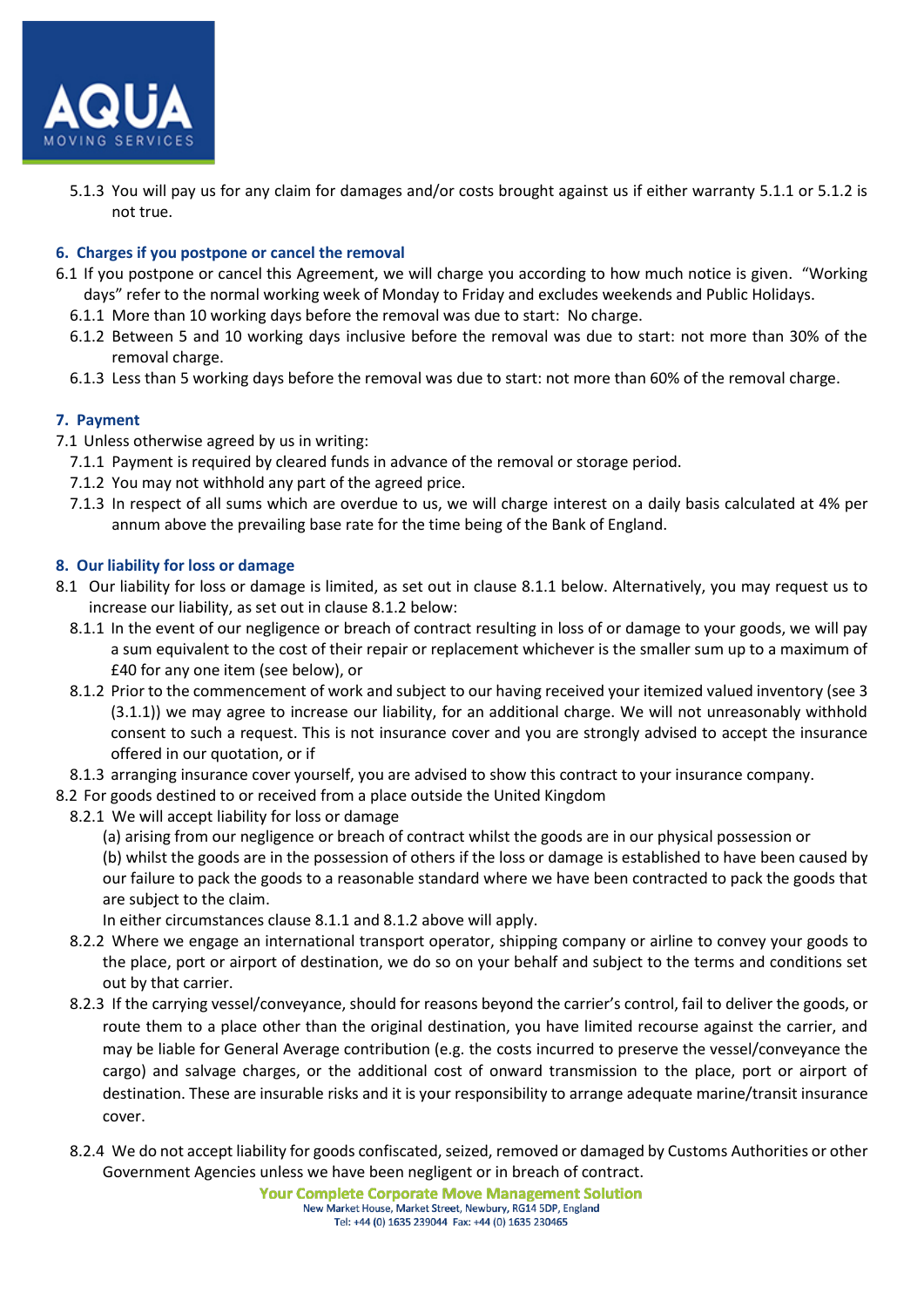5.1.3 You will pay us for any claim for damages and/or costs brought against us if either warranty 5.1.1 or 5.1.2 is not true.

## 6. Charges if you postpone or cancel the removal

6.1 If you postpone or cancel this Agreement, we will charge you according to how much notice is given. "Working days" refer to the normal working week of Monday to Friday and excludes weekends and Public Holidays.

6.1.1 More than 10 working days before the removal was due to start: No charge.

6.1.2 Between 5 and 10 working days inclusive before the removal was due to start: not more than 30% of the removal charge.

6.1.3 Less than 5 working days before the removal was due to start: not more than 60% of the removal charge.

## 7. Payment

7.1 Unless otherwise agreed by us in writing:

7.1.1 Payment is required by cleared funds in advance of the removal or storage period.

7.1.2 You may not withhold any part of the agreed price.

7.1.3 In respect of all sums which are overdue to us, we will charge interest on a daily basis calculated at 4% per annum above the prevailing base rate for the time being of the Bank of England.

## 8. Our liability for loss or damage

8.1 Our liability for loss or damage is limited, as set out in clause 8.1.1 below. Alternatively, you may request us to increase our liability, as set out in clause 8.1.2 below:

8.1.1 In the event of our negligence or breach of contract resulting in loss of or damage to your goods, we will pay a sum equivalent to the cost of their repair or replacement whichever is the smaller sum up to a maximum of £40 for any one item (see below), or

8.1.2 Prior to the commencement of work and subject to our having received your itemized valued inventory (see 3 (3.1.1)) we may agree to increase our liability, for an additional charge. We will not unreasonably withhold consent to such a request. This is not insurance cover and you are strongly advised to accept the insurance offered in our quotation, or if

8.1.3 arranging insurance cover yourself, you are advised to show this contract to your insurance company.

8.2 For goods destined to or received from a place outside the United Kingdom

8.2.1 We will accept liability for loss or damage

(a) arising from our negligence or breach of contract whilst the goods are in our physical possession or

(b) whilst the goods are in the possession of others if the loss or damage is established to have been caused by our failure to pack the goods to a reasonable standard where we have been contracted to pack the goods that are subject to the claim.

In either circumstances clause 8.1.1 and 8.1.2 above will apply.

8.2.2 Where we engage an international transport operator, shipping company or airline to convey your goods to the place, port or airport of destination, we do so on your behalf and subject to the terms and conditions set out by that carrier.

8.2.3 If the carrying vessel/conveyance, should for reasons beyond the carrier's control, fail to deliver the goods, or route them to a place other than the original destination, you have limited recourse against the carrier, and may be liable for General Average contribution (e.g. the costs incurred to preserve the vessel/conveyance the cargo) and salvage charges, or the additional cost of onward transmission to the place, port or airport of destination. These are insurable risks and it is your responsibility to arrange adequate marine/transit insurance cover.

8.2.4 We do not accept liability for goods confiscated, seized, removed or damaged by Customs Authorities or other Government Agencies unless we have been negligent or in breach of contract.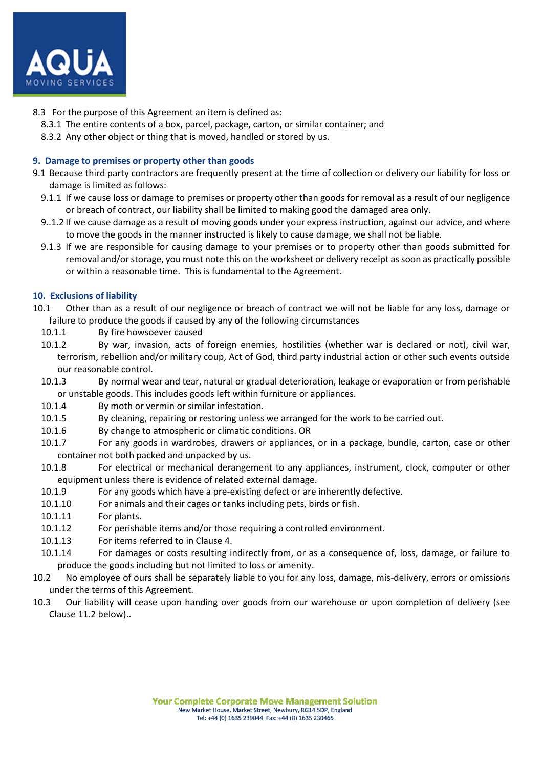8.3 For the purpose of this Agreement an item is defined as:

8.3.1 The entire contents of a box, parcel, package, carton, or similar container; and

8.3.2 Any other object or thing that is moved, handled or stored by us.

## 9. Damage to premises or property other than goods

9.1 Because third party contractors are frequently present at the time of collection or delivery our liability for loss or damage is limited as follows:

9.1.1 If we cause loss or damage to premises or property other than goods for removal as a result of our negligence or breach of contract, our liability shall be limited to making good the damaged area only.

9..1.2 If we cause damage as a result of moving goods under your express instruction, against our advice, and where to move the goods in the manner instructed is likely to cause damage, we shall not be liable.

9.1.3 If we are responsible for causing damage to your premises or to property other than goods submitted for removal and/or storage, you must note this on the worksheet or delivery receipt as soon as practically possible or within a reasonable time. This is fundamental to the Agreement.

## 10. Exclusions of liability

10.1 Other than as a result of our negligence or breach of contract we will not be liable for any loss, damage or failure to produce the goods if caused by any of the following circumstances

10.1.1 By fire howsoever caused

10.1.2 By war, invasion, acts of foreign enemies, hostilities (whether war is declared or not), civil war, terrorism, rebellion and/or military coup, Act of God, third party industrial action or other such events outside our reasonable control.

10.1.3 By normal wear and tear, natural or gradual deterioration, leakage or evaporation or from perishable or unstable goods. This includes goods left within furniture or appliances.

10.1.4 By moth or vermin or similar infestation.

10.1.5 By cleaning, repairing or restoring unless we arranged for the work to be carried out.

10.1.6 By change to atmospheric or climatic conditions. OR

10.1.7 For any goods in wardrobes, drawers or appliances, or in a package, bundle, carton, case or other container not both packed and unpacked by us.

10.1.8 For electrical or mechanical derangement to any appliances, instrument, clock, computer or other equipment unless there is evidence of related external damage.

10.1.9 For any goods which have a pre-existing defect or are inherently defective.

10.1.10 For animals and their cages or tanks including pets, birds or fish.

10.1.11 For plants.

10.1.12 For perishable items and/or those requiring a controlled environment.

10.1.13 For items referred to in Clause 4.

10.1.14 For damages or costs resulting indirectly from, or as a consequence of, loss, damage, or failure to produce the goods including but not limited to loss or amenity.

10.2 No employee of ours shall be separately liable to you for any loss, damage, mis-delivery, errors or omissions under the terms of this Agreement.

10.3 Our liability will cease upon handing over goods from our warehouse or upon completion of delivery (see Clause 11.2 below)..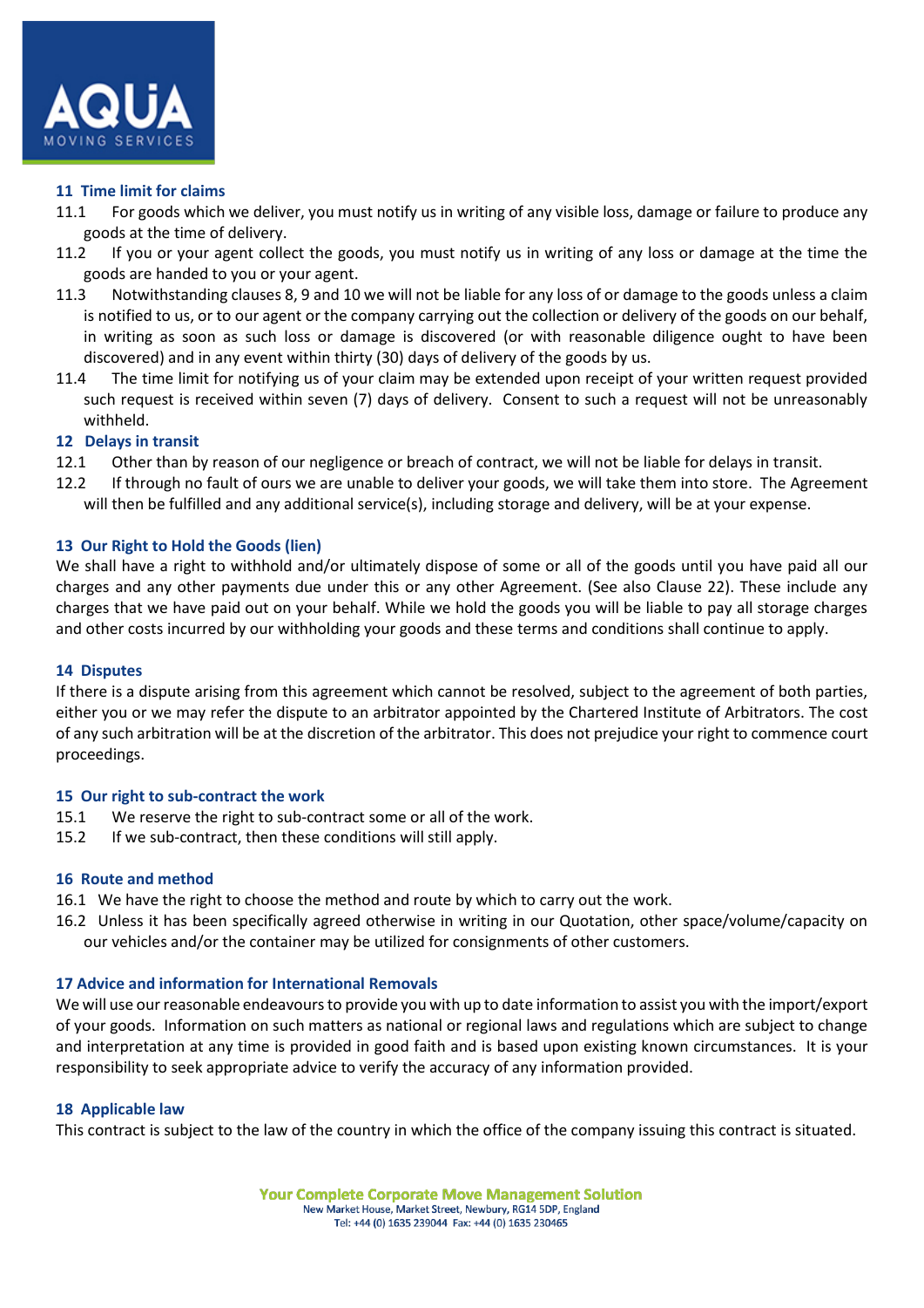## 11 Time limit for claims

11.1 For goods which we deliver, you must notify us in writing of any visible loss, damage or failure to produce any goods at the time of delivery.

11.2 If you or your agent collect the goods, you must notify us in writing of any loss or damage at the time the goods are handed to you or your agent.

11.3 Notwithstanding clauses 8, 9 and 10 we will not be liable for any loss of or damage to the goods unless a claim is notified to us, or to our agent or the company carrying out the collection or delivery of the goods on our behalf, in writing as soon as such loss or damage is discovered (or with reasonable diligence ought to have been discovered) and in any event within thirty (30) days of delivery of the goods by us.

11.4 The time limit for notifying us of your claim may be extended upon receipt of your written request provided such request is received within seven (7) days of delivery. Consent to such a request will not be unreasonably withheld.

## 12 Delays in transit

12.1 Other than by reason of our negligence or breach of contract, we will not be liable for delays in transit.

12.2 If through no fault of ours we are unable to deliver your goods, we will take them into store. The Agreement will then be fulfilled and any additional service(s), including storage and delivery, will be at your expense.

## 13 Our Right to Hold the Goods (lien)

We shall have a right to withhold and/or ultimately dispose of some or all of the goods until you have paid all our charges and any other payments due under this or any other Agreement. (See also Clause 22). These include any charges that we have paid out on your behalf. While we hold the goods you will be liable to pay all storage charges and other costs incurred by our withholding your goods and these terms and conditions shall continue to apply.

## 14 Disputes

If there is a dispute arising from this agreement which cannot be resolved, subject to the agreement of both parties, either you or we may refer the dispute to an arbitrator appointed by the Chartered Institute of Arbitrators. The cost of any such arbitration will be at the discretion of the arbitrator. This does not prejudice your right to commence court proceedings.

## 15 Our right to sub-contract the work

15.1 We reserve the right to sub-contract some or all of the work.

15.2 If we sub-contract, then these conditions will still apply.

## 16 Route and method

16.1 We have the right to choose the method and route by which to carry out the work.

16.2 Unless it has been specifically agreed otherwise in writing in our Quotation, other space/volume/capacity on our vehicles and/or the container may be utilized for consignments of other customers.

## 17 Advice and information for International Removals

We will use our reasonable endeavours to provide you with up to date information to assist you with the import/export of your goods. Information on such matters as national or regional laws and regulations which are subject to change and interpretation at any time is provided in good faith and is based upon existing known circumstances. It is your responsibility to seek appropriate advice to verify the accuracy of any information provided.

## 18 Applicable law

This contract is subject to the law of the country in which the office of the company issuing this contract is situated.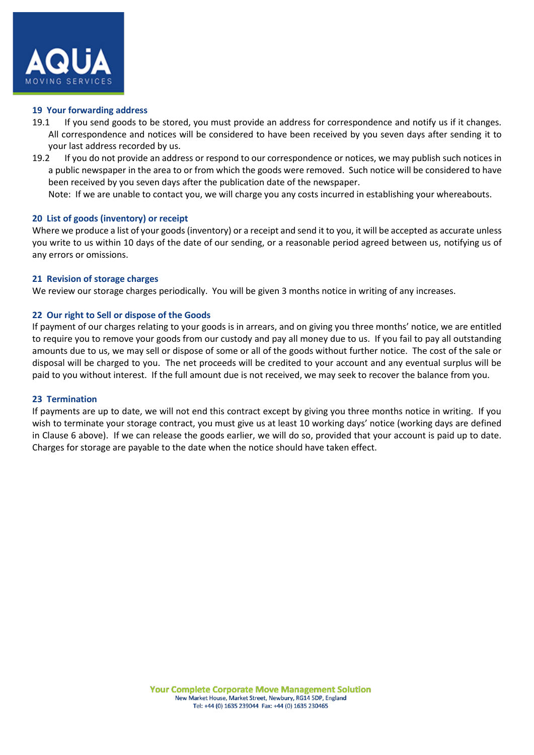## 19 Your forwarding address

19.1 If you send goods to be stored, you must provide an address for correspondence and notify us if it changes. All correspondence and notices will be considered to have been received by you seven days after sending it to your last address recorded by us.

19.2 If you do not provide an address or respond to our correspondence or notices, we may publish such notices in a public newspaper in the area to or from which the goods were removed. Such notice will be considered to have been received by you seven days after the publication date of the newspaper.

Note: If we are unable to contact you, we will charge you any costs incurred in establishing your whereabouts.

## 20 List of goods (inventory) or receipt

Where we produce a list of your goods (inventory) or a receipt and send it to you, it will be accepted as accurate unless you write to us within 10 days of the date of our sending, or a reasonable period agreed between us, notifying us of any errors or omissions.

## 21 Revision of storage charges

We review our storage charges periodically. You will be given 3 months notice in writing of any increases.

## 22 Our right to Sell or dispose of the Goods

If payment of our charges relating to your goods is in arrears, and on giving you three months' notice, we are entitled to require you to remove your goods from our custody and pay all money due to us. If you fail to pay all outstanding amounts due to us, we may sell or dispose of some or all of the goods without further notice. The cost of the sale or disposal will be charged to you. The net proceeds will be credited to your account and any eventual surplus will be paid to you without interest. If the full amount due is not received, we may seek to recover the balance from you.

## 23 Termination

If payments are up to date, we will not end this contract except by giving you three months notice in writing. If you wish to terminate your storage contract, you must give us at least 10 working days' notice (working days are defined in Clause 6 above). If we can release the goods earlier, we will do so, provided that your account is paid up to date. Charges for storage are payable to the date when the notice should have taken effect.